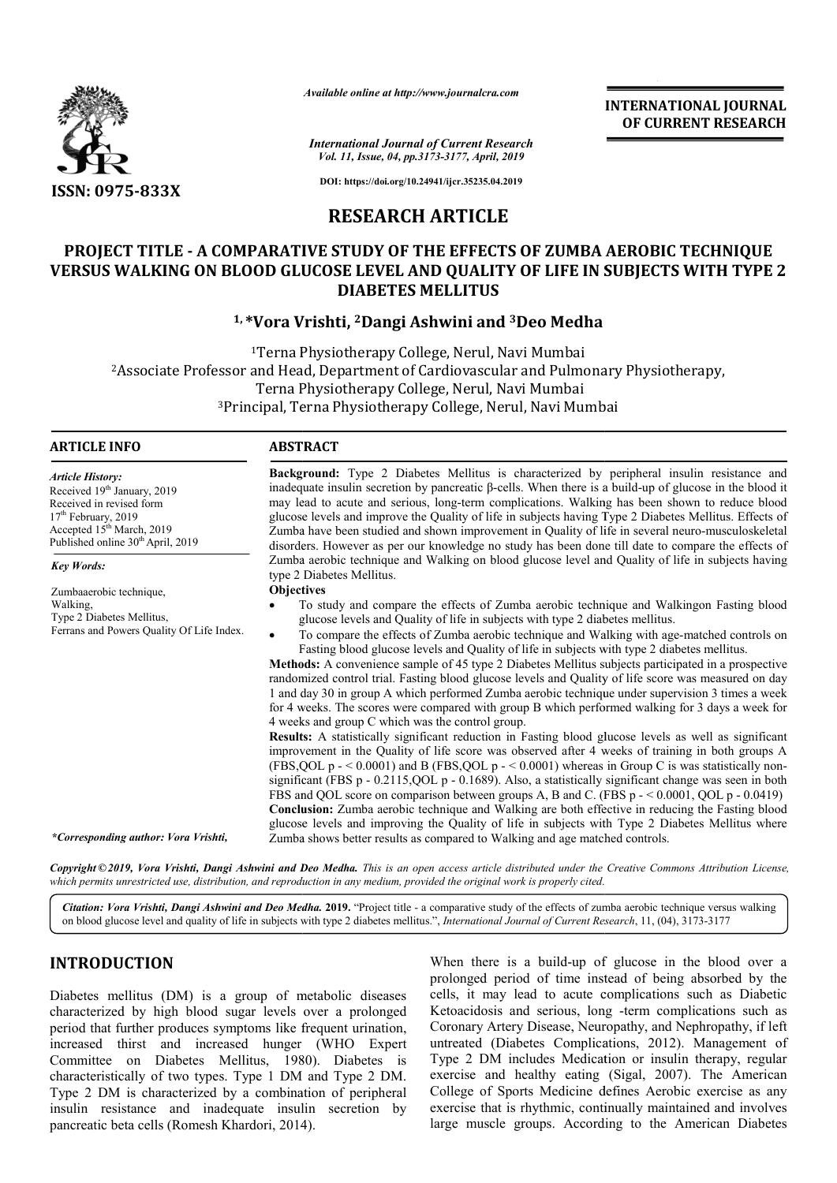# RESEARCH ARTICLE

## PROJECT TITLE - A COMPARATIVE STUDY OF THE EFFECTS OF ZUMBA AEROBIC TECHNIQUE VERSUS WALKING ON BLOOD GLUCOSE LEVEL AND QUALITY OF LIFE IN SUBJECTS WITH TYPE 2 DIABETES MELLITUS

**[1,]*Vora Vrishti, [2]Dangi Ashwini and [3]Deo Medha**

[1]Terna Physiotherapy College, Nerul, Navi Mumbai

[2]Associate Professor and Head, Department of Cardiovascular and Pulmonary Physiotherapy, Terna Physiotherapy College, Nerul, Navi Mumbai

[3]Principal, Terna Physiotherapy College, Nerul, Navi Mumbai

### ARTICLE INFO

*Article History:*

Received 19th January, 2019

Received in revised form 17th February, 2019

Accepted 15th March, 2019

Published online 30th April, 2019

*Key Words:*

Zumbaaerobic technique,
Walking,
Type 2 Diabetes Mellitus,
Ferrans and Powers Quality Of Life Index.

*Corresponding author: Vora Vrishti,*

### ABSTRACT

**Background:** Type 2 Diabetes Mellitus is characterized by peripheral insulin resistance and inadequate insulin secretion by pancreatic β-cells. When there is a build-up of glucose in the blood it may lead to acute and serious, long-term complications. Walking has been shown to reduce blood glucose levels and improve the Quality of life in subjects having Type 2 Diabetes Mellitus. Effects of Zumba have been studied and shown improvement in Quality of life in several neuro-musculoskeletal disorders. However as per our knowledge no study has been done till date to compare the effects of Zumba aerobic technique and Walking on blood glucose level and Quality of life in subjects having type 2 Diabetes Mellitus.

**Objectives**

- To study and compare the effects of Zumba aerobic technique and Walkingon Fasting blood glucose levels and Quality of life in subjects with type 2 diabetes mellitus.
- To compare the effects of Zumba aerobic technique and Walking with age-matched controls on Fasting blood glucose levels and Quality of life in subjects with type 2 diabetes mellitus.

**Methods:** A convenience sample of 45 type 2 Diabetes Mellitus subjects participated in a prospective randomized control trial. Fasting blood glucose levels and Quality of life score was measured on day 1 and day 30 in group A which performed Zumba aerobic technique under supervision 3 times a week for 4 weeks. The scores were compared with group B which performed walking for 3 days a week for 4 weeks and group C which was the control group.

**Results:** A statistically significant reduction in Fasting blood glucose levels as well as significant improvement in the Quality of life score was observed after 4 weeks of training in both groups A (FBS,QOL p - < 0.0001) and B (FBS,QOL p - < 0.0001) whereas in Group C is was statistically non-significant (FBS p - 0.2115,QOL p - 0.1689). Also, a statistically significant change was seen in both FBS and QOL score on comparison between groups A, B and C. (FBS p - < 0.0001, QOL p - 0.0419)

**Conclusion:** Zumba aerobic technique and Walking are both effective in reducing the Fasting blood glucose levels and improving the Quality of life in subjects with Type 2 Diabetes Mellitus where Zumba shows better results as compared to Walking and age matched controls.

*Copyright © 2019, Vora Vrishti, Dangi Ashwini and Deo Medha. This is an open access article distributed under the Creative Commons Attribution License, which permits unrestricted use, distribution, and reproduction in any medium, provided the original work is properly cited.*

***Citation:*** *Vora Vrishti, Dangi Ashwini and Deo Medha.* **2019.** "Project title - a comparative study of the effects of zumba aerobic technique versus walking on blood glucose level and quality of life in subjects with type 2 diabetes mellitus.", *International Journal of Current Research*, 11, (04), 3173-3177

## INTRODUCTION

Diabetes mellitus (DM) is a group of metabolic diseases characterized by high blood sugar levels over a prolonged period that further produces symptoms like frequent urination, increased thirst and increased hunger (WHO Expert Committee on Diabetes Mellitus, 1980). Diabetes is characteristically of two types. Type 1 DM and Type 2 DM. Type 2 DM is characterized by a combination of peripheral insulin resistance and inadequate insulin secretion by pancreatic beta cells (Romesh Khardori, 2014). When there is a build-up of glucose in the blood over a prolonged period of time instead of being absorbed by the cells, it may lead to acute complications such as Diabetic Ketoacidosis and serious, long -term complications such as Coronary Artery Disease, Neuropathy, and Nephropathy, if left untreated (Diabetes Complications, 2012). Management of Type 2 DM includes Medication or insulin therapy, regular exercise and healthy eating (Sigal, 2007). The American College of Sports Medicine defines Aerobic exercise as any exercise that is rhythmic, continually maintained and involves large muscle groups. According to the American Diabetes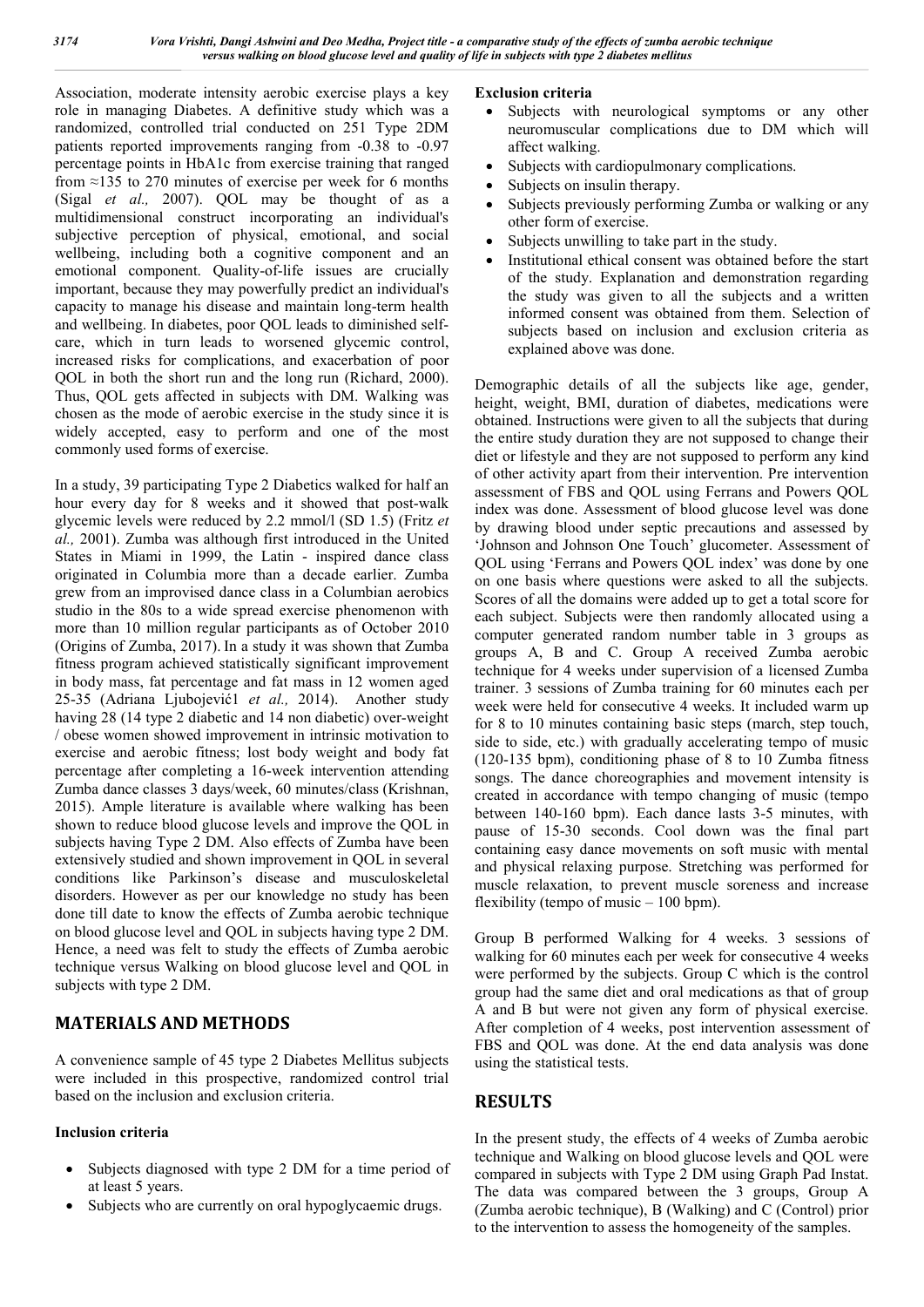Association, moderate intensity aerobic exercise plays a key role in managing Diabetes. A definitive study which was a randomized, controlled trial conducted on 251 Type 2DM patients reported improvements ranging from -0.38 to -0.97 percentage points in HbA1c from exercise training that ranged from ≈135 to 270 minutes of exercise per week for 6 months (Sigal *et al.,* 2007). QOL may be thought of as a multidimensional construct incorporating an individual's subjective perception of physical, emotional, and social wellbeing, including both a cognitive component and an emotional component. Quality-of-life issues are crucially important, because they may powerfully predict an individual's capacity to manage his disease and maintain long-term health and wellbeing. In diabetes, poor QOL leads to diminished self-care, which in turn leads to worsened glycemic control, increased risks for complications, and exacerbation of poor QOL in both the short run and the long run (Richard, 2000). Thus, QOL gets affected in subjects with DM. Walking was chosen as the mode of aerobic exercise in the study since it is widely accepted, easy to perform and one of the most commonly used forms of exercise.

In a study, 39 participating Type 2 Diabetics walked for half an hour every day for 8 weeks and it showed that post-walk glycemic levels were reduced by 2.2 mmol/l (SD 1.5) (Fritz *et al.,* 2001). Zumba was although first introduced in the United States in Miami in 1999, the Latin - inspired dance class originated in Columbia more than a decade earlier. Zumba grew from an improvised dance class in a Columbian aerobics studio in the 80s to a wide spread exercise phenomenon with more than 10 million regular participants as of October 2010 (Origins of Zumba, 2017). In a study it was shown that Zumba fitness program achieved statistically significant improvement in body mass, fat percentage and fat mass in 12 women aged 25-35 (Adriana Ljubojević1 *et al.,* 2014). Another study having 28 (14 type 2 diabetic and 14 non diabetic) over-weight / obese women showed improvement in intrinsic motivation to exercise and aerobic fitness; lost body weight and body fat percentage after completing a 16-week intervention attending Zumba dance classes 3 days/week, 60 minutes/class (Krishnan, 2015). Ample literature is available where walking has been shown to reduce blood glucose levels and improve the QOL in subjects having Type 2 DM. Also effects of Zumba have been extensively studied and shown improvement in QOL in several conditions like Parkinson's disease and musculoskeletal disorders. However as per our knowledge no study has been done till date to know the effects of Zumba aerobic technique on blood glucose level and QOL in subjects having type 2 DM. Hence, a need was felt to study the effects of Zumba aerobic technique versus Walking on blood glucose level and QOL in subjects with type 2 DM.

## MATERIALS AND METHODS

A convenience sample of 45 type 2 Diabetes Mellitus subjects were included in this prospective, randomized control trial based on the inclusion and exclusion criteria.

**Inclusion criteria**

- Subjects diagnosed with type 2 DM for a time period of at least 5 years.
- Subjects who are currently on oral hypoglycaemic drugs.

**Exclusion criteria**

- Subjects with neurological symptoms or any other neuromuscular complications due to DM which will affect walking.
- Subjects with cardiopulmonary complications.
- Subjects on insulin therapy.
- Subjects previously performing Zumba or walking or any other form of exercise.
- Subjects unwilling to take part in the study.
- Institutional ethical consent was obtained before the start of the study. Explanation and demonstration regarding the study was given to all the subjects and a written informed consent was obtained from them. Selection of subjects based on inclusion and exclusion criteria as explained above was done.

Demographic details of all the subjects like age, gender, height, weight, BMI, duration of diabetes, medications were obtained. Instructions were given to all the subjects that during the entire study duration they are not supposed to change their diet or lifestyle and they are not supposed to perform any kind of other activity apart from their intervention. Pre intervention assessment of FBS and QOL using Ferrans and Powers QOL index was done. Assessment of blood glucose level was done by drawing blood under septic precautions and assessed by 'Johnson and Johnson One Touch' glucometer. Assessment of QOL using 'Ferrans and Powers QOL index' was done by one on one basis where questions were asked to all the subjects. Scores of all the domains were added up to get a total score for each subject. Subjects were then randomly allocated using a computer generated random number table in 3 groups as groups A, B and C. Group A received Zumba aerobic technique for 4 weeks under supervision of a licensed Zumba trainer. 3 sessions of Zumba training for 60 minutes each per week were held for consecutive 4 weeks. It included warm up for 8 to 10 minutes containing basic steps (march, step touch, side to side, etc.) with gradually accelerating tempo of music (120-135 bpm), conditioning phase of 8 to 10 Zumba fitness songs. The dance choreographies and movement intensity is created in accordance with tempo changing of music (tempo between 140-160 bpm). Each dance lasts 3-5 minutes, with pause of 15-30 seconds. Cool down was the final part containing easy dance movements on soft music with mental and physical relaxing purpose. Stretching was performed for muscle relaxation, to prevent muscle soreness and increase flexibility (tempo of music – 100 bpm).

Group B performed Walking for 4 weeks. 3 sessions of walking for 60 minutes each per week for consecutive 4 weeks were performed by the subjects. Group C which is the control group had the same diet and oral medications as that of group A and B but were not given any form of physical exercise. After completion of 4 weeks, post intervention assessment of FBS and QOL was done. At the end data analysis was done using the statistical tests.

## RESULTS

In the present study, the effects of 4 weeks of Zumba aerobic technique and Walking on blood glucose levels and QOL were compared in subjects with Type 2 DM using Graph Pad Instat. The data was compared between the 3 groups, Group A (Zumba aerobic technique), B (Walking) and C (Control) prior to the intervention to assess the homogeneity of the samples.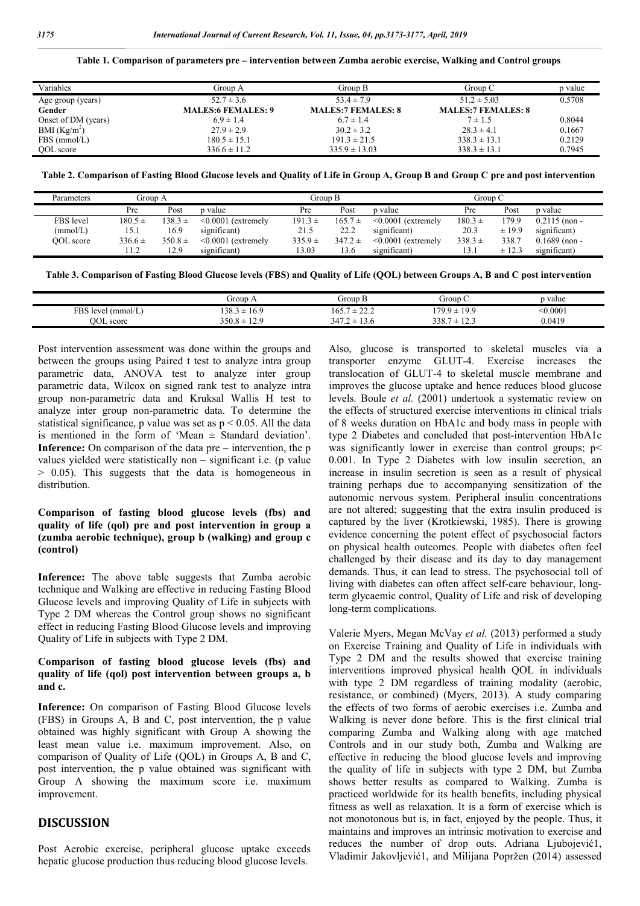**Table 1. Comparison of parameters pre – intervention between Zumba aerobic exercise, Walking and Control groups**

| Variables | Group A | Group B | Group C | p value |
|---|---|---|---|---|
| Age group (years) | 52.7 ± 3.6 | 53.4 ± 7.9 | 51.2 ± 5.03 | 0.5708 |
| **Gender** | **MALES:6 FEMALES: 9** | **MALES:7 FEMALES: 8** | **MALES:7 FEMALES: 8** | |
| Onset of DM (years) | 6.9 ± 1.4 | 6.7 ± 1.4 | 7 ± 1.5 | 0.8044 |
| BMI ($Kg/m^2$) | 27.9 ± 2.9 | 30.2 ± 3.2 | 28.3 ± 4.1 | 0.1667 |
| FBS (mmol/L) | 180.5 ± 15.1 | 191.3 ± 21.5 | 338.3 ± 13.1 | 0.2129 |
| QOL score | 336.6 ± 11.2 | 335.9 ± 13.03 | 338.3 ± 13.1 | 0.7945 |

**Table 2. Comparison of Fasting Blood Glucose levels and Quality of Life in Group A, Group B and Group C pre and post intervention**

| Parameters | Group A | | | Group B | | | Group C | | |
|---|---|---|---|---|---|---|---|---|---|
| | Pre | Post | p value | Pre | Post | p value | Pre | Post | p value |
| FBS level (mmol/L) | 180.5 ± 15.1 | 138.3 ± 16.9 | <0.0001 (extremely significant) | 191.3 ± 21.5 | 165.7 ± 22.2 | <0.0001 (extremely significant) | 180.3 ± 20.3 | 179.9 ± 19.9 | 0.2115 (non - significant) |
| QOL score | 336.6 ± 11.2 | 350.8 ± 12.9 | <0.0001 (extremely significant) | 335.9 ± 13.03 | 347.2 ± 13.6 | <0.0001 (extremely significant) | 338.3 ± 13.1 | 338.7 ± 12.3 | 0.1689 (non - significant) |

**Table 3. Comparison of Fasting Blood Glucose levels (FBS) and Quality of Life (QOL) between Groups A, B and C post intervention**

| | Group A | Group B | Group C | p value |
|---|---|---|---|---|
| FBS level (mmol/L) | 138.3 ± 16.9 | 165.7 ± 22.2 | 179.9 ± 19.9 | <0.0001 |
| QOL score | 350.8 ± 12.9 | 347.2 ± 13.6 | 338.7 ± 12.3 | 0.0419 |

Post intervention assessment was done within the groups and between the groups using Paired t test to analyze intra group parametric data, ANOVA test to analyze inter group parametric data, Wilcox on signed rank test to analyze intra group non-parametric data and Kruksal Wallis H test to analyze inter group non-parametric data. To determine the statistical significance, p value was set as $p < 0.05$. All the data is mentioned in the form of 'Mean ± Standard deviation'. **Inference:** On comparison of the data pre – intervention, the p values yielded were statistically non – significant i.e. (p value $> 0.05$). This suggests that the data is homogeneous in distribution.

### Comparison of fasting blood glucose levels (fbs) and quality of life (qol) pre and post intervention in group a (zumba aerobic technique), group b (walking) and group c (control)

**Inference:** The above table suggests that Zumba aerobic technique and Walking are effective in reducing Fasting Blood Glucose levels and improving Quality of Life in subjects with Type 2 DM whereas the Control group shows no significant effect in reducing Fasting Blood Glucose levels and improving Quality of Life in subjects with Type 2 DM.

### Comparison of fasting blood glucose levels (fbs) and quality of life (qol) post intervention between groups a, b and c.

**Inference:** On comparison of Fasting Blood Glucose levels (FBS) in Groups A, B and C, post intervention, the p value obtained was highly significant with Group A showing the least mean value i.e. maximum improvement. Also, on comparison of Quality of Life (QOL) in Groups A, B and C, post intervention, the p value obtained was significant with Group A showing the maximum score i.e. maximum improvement.

## DISCUSSION

Post Aerobic exercise, peripheral glucose uptake exceeds hepatic glucose production thus reducing blood glucose levels. Also, glucose is transported to skeletal muscles via a transporter enzyme GLUT-4. Exercise increases the translocation of GLUT-4 to skeletal muscle membrane and improves the glucose uptake and hence reduces blood glucose levels. Boule *et al.* (2001) undertook a systematic review on the effects of structured exercise interventions in clinical trials of 8 weeks duration on HbA1c and body mass in people with type 2 Diabetes and concluded that post-intervention HbA1c was significantly lower in exercise than control groups; $p < 0.001$. In Type 2 Diabetes with low insulin secretion, an increase in insulin secretion is seen as a result of physical training perhaps due to accompanying sensitization of the autonomic nervous system. Peripheral insulin concentrations are not altered; suggesting that the extra insulin produced is captured by the liver (Krotkiewski, 1985). There is growing evidence concerning the potent effect of psychosocial factors on physical health outcomes. People with diabetes often feel challenged by their disease and its day to day management demands. Thus, it can lead to stress. The psychosocial toll of living with diabetes can often affect self-care behaviour, long-term glycaemic control, Quality of Life and risk of developing long-term complications.

Valerie Myers, Megan McVay *et al.* (2013) performed a study on Exercise Training and Quality of Life in individuals with Type 2 DM and the results showed that exercise training interventions improved physical health QOL in individuals with type 2 DM regardless of training modality (aerobic, resistance, or combined) (Myers, 2013). A study comparing the effects of two forms of aerobic exercises i.e. Zumba and Walking is never done before. This is the first clinical trial comparing Zumba and Walking along with age matched Controls and in our study both, Zumba and Walking are effective in reducing the blood glucose levels and improving the quality of life in subjects with type 2 DM, but Zumba shows better results as compared to Walking. Zumba is practiced worldwide for its health benefits, including physical fitness as well as relaxation. It is a form of exercise which is not monotonous but is, in fact, enjoyed by the people. Thus, it maintains and improves an intrinsic motivation to exercise and reduces the number of drop outs. Adriana Ljubojević1, Vladimir Jakovljević1, and Milijana Popržen (2014) assessed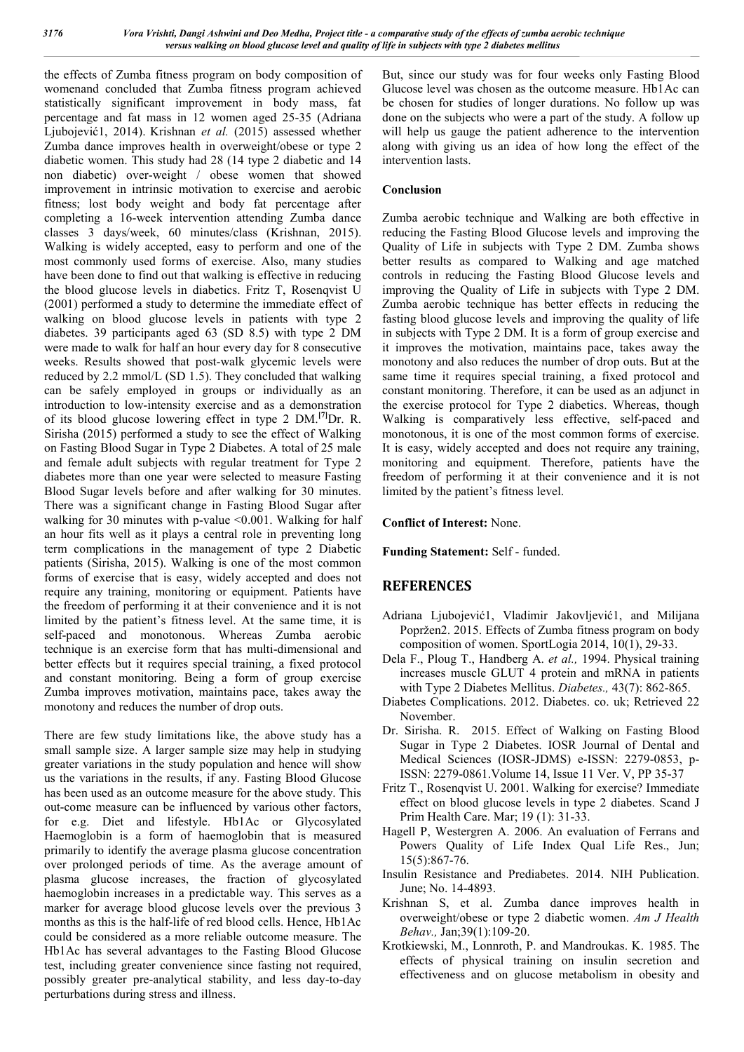the effects of Zumba fitness program on body composition of womenand concluded that Zumba fitness program achieved statistically significant improvement in body mass, fat percentage and fat mass in 12 women aged 25-35 (Adriana Ljubojević1, 2014). Krishnan *et al.* (2015) assessed whether Zumba dance improves health in overweight/obese or type 2 diabetic women. This study had 28 (14 type 2 diabetic and 14 non diabetic) over-weight / obese women that showed improvement in intrinsic motivation to exercise and aerobic fitness; lost body weight and body fat percentage after completing a 16-week intervention attending Zumba dance classes 3 days/week, 60 minutes/class (Krishnan, 2015). Walking is widely accepted, easy to perform and one of the most commonly used forms of exercise. Also, many studies have been done to find out that walking is effective in reducing the blood glucose levels in diabetics. Fritz T, Rosenqvist U (2001) performed a study to determine the immediate effect of walking on blood glucose levels in patients with type 2 diabetes. 39 participants aged 63 (SD 8.5) with type 2 DM were made to walk for half an hour every day for 8 consecutive weeks. Results showed that post-walk glycemic levels were reduced by 2.2 mmol/L (SD 1.5). They concluded that walking can be safely employed in groups or individually as an introduction to low-intensity exercise and as a demonstration of its blood glucose lowering effect in type 2 DM.[7]Dr. R. Sirisha (2015) performed a study to see the effect of Walking on Fasting Blood Sugar in Type 2 Diabetes. A total of 25 male and female adult subjects with regular treatment for Type 2 diabetes more than one year were selected to measure Fasting Blood Sugar levels before and after walking for 30 minutes. There was a significant change in Fasting Blood Sugar after walking for 30 minutes with p-value $<0.001$. Walking for half an hour fits well as it plays a central role in preventing long term complications in the management of type 2 Diabetic patients (Sirisha, 2015). Walking is one of the most common forms of exercise that is easy, widely accepted and does not require any training, monitoring or equipment. Patients have the freedom of performing it at their convenience and it is not limited by the patient's fitness level. At the same time, it is self-paced and monotonous. Whereas Zumba aerobic technique is an exercise form that has multi-dimensional and better effects but it requires special training, a fixed protocol and constant monitoring. Being a form of group exercise Zumba improves motivation, maintains pace, takes away the monotony and reduces the number of drop outs.

There are few study limitations like, the above study has a small sample size. A larger sample size may help in studying greater variations in the study population and hence will show us the variations in the results, if any. Fasting Blood Glucose has been used as an outcome measure for the above study. This out-come measure can be influenced by various other factors, for e.g. Diet and lifestyle. Hb1Ac or Glycosylated Haemoglobin is a form of haemoglobin that is measured primarily to identify the average plasma glucose concentration over prolonged periods of time. As the average amount of plasma glucose increases, the fraction of glycosylated haemoglobin increases in a predictable way. This serves as a marker for average blood glucose levels over the previous 3 months as this is the half-life of red blood cells. Hence, Hb1Ac could be considered as a more reliable outcome measure. The Hb1Ac has several advantages to the Fasting Blood Glucose test, including greater convenience since fasting not required, possibly greater pre-analytical stability, and less day-to-day perturbations during stress and illness.

But, since our study was for four weeks only Fasting Blood Glucose level was chosen as the outcome measure. Hb1Ac can be chosen for studies of longer durations. No follow up was done on the subjects who were a part of the study. A follow up will help us gauge the patient adherence to the intervention along with giving us an idea of how long the effect of the intervention lasts.

## Conclusion

Zumba aerobic technique and Walking are both effective in reducing the Fasting Blood Glucose levels and improving the Quality of Life in subjects with Type 2 DM. Zumba shows better results as compared to Walking and age matched controls in reducing the Fasting Blood Glucose levels and improving the Quality of Life in subjects with Type 2 DM. Zumba aerobic technique has better effects in reducing the fasting blood glucose levels and improving the quality of life in subjects with Type 2 DM. It is a form of group exercise and it improves the motivation, maintains pace, takes away the monotony and also reduces the number of drop outs. But at the same time it requires special training, a fixed protocol and constant monitoring. Therefore, it can be used as an adjunct in the exercise protocol for Type 2 diabetics. Whereas, though Walking is comparatively less effective, self-paced and monotonous, it is one of the most common forms of exercise. It is easy, widely accepted and does not require any training, monitoring and equipment. Therefore, patients have the freedom of performing it at their convenience and it is not limited by the patient's fitness level.

**Conflict of Interest:** None.

**Funding Statement:** Self - funded.

## REFERENCES

- Adriana Ljubojević1, Vladimir Jakovljević1, and Milijana Popržen2. 2015. Effects of Zumba fitness program on body composition of women. SportLogia 2014, 10(1), 29-33.
- Dela F., Ploug T., Handberg A. *et al.,* 1994. Physical training increases muscle GLUT 4 protein and mRNA in patients with Type 2 Diabetes Mellitus. *Diabetes.,* 43(7): 862-865.
- Diabetes Complications. 2012. Diabetes. co. uk; Retrieved 22 November.
- Dr. Sirisha. R. 2015. Effect of Walking on Fasting Blood Sugar in Type 2 Diabetes. IOSR Journal of Dental and Medical Sciences (IOSR-JDMS) e-ISSN: 2279-0853, p-ISSN: 2279-0861.Volume 14, Issue 11 Ver. V, PP 35-37
- Fritz T., Rosenqvist U. 2001. Walking for exercise? Immediate effect on blood glucose levels in type 2 diabetes. Scand J Prim Health Care. Mar; 19 (1): 31-33.
- Hagell P, Westergren A. 2006. An evaluation of Ferrans and Powers Quality of Life Index Qual Life Res., Jun; 15(5):867-76.
- Insulin Resistance and Prediabetes. 2014. NIH Publication. June; No. 14-4893.
- Krishnan S, et al. Zumba dance improves health in overweight/obese or type 2 diabetic women. *Am J Health Behav.,* Jan;39(1):109-20.
- Krotkiewski, M., Lonnroth, P. and Mandroukas. K. 1985. The effects of physical training on insulin secretion and effectiveness and on glucose metabolism in obesity and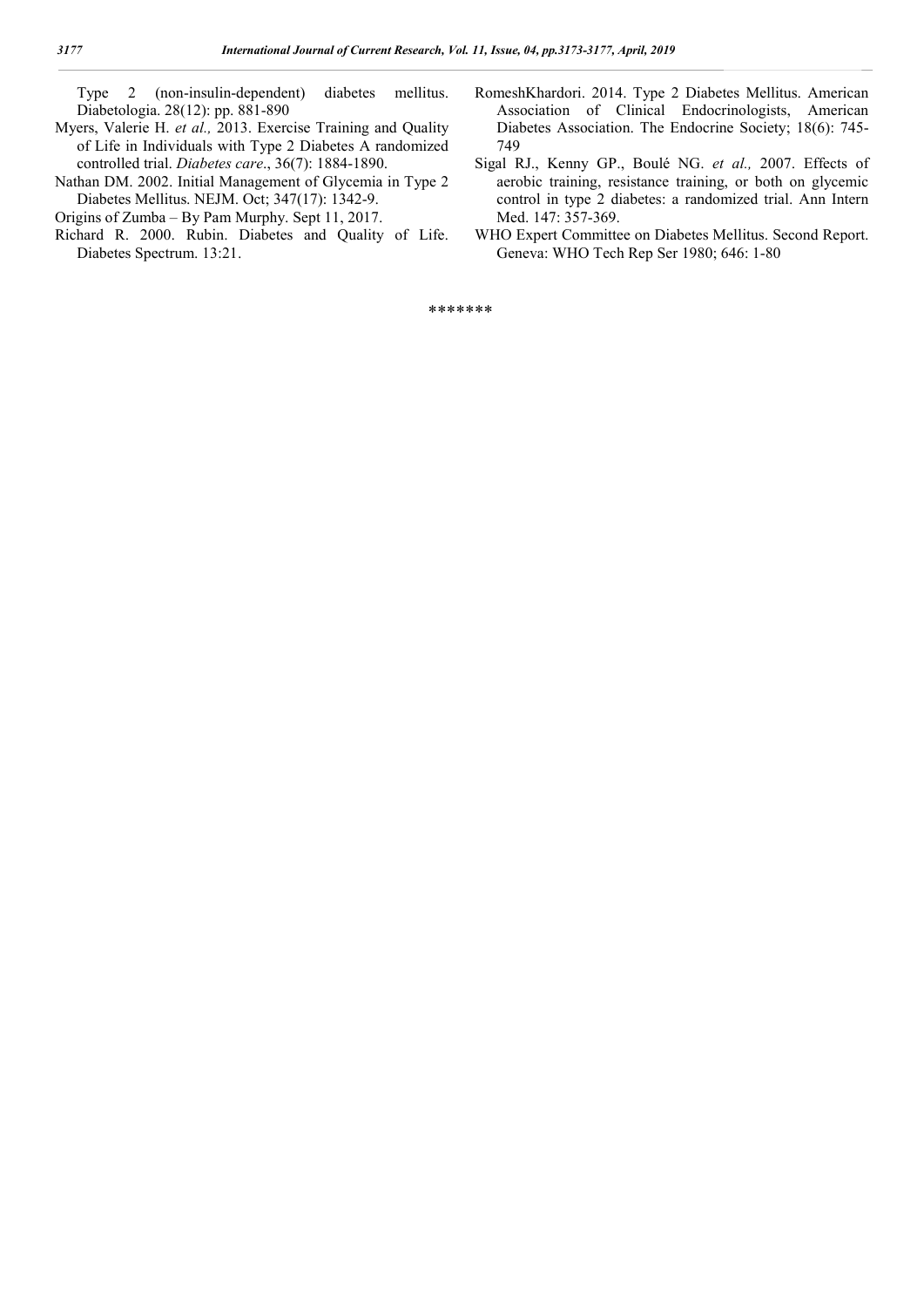Type 2 (non-insulin-dependent) diabetes mellitus. Diabetologia. 28(12): pp. 881-890

Myers, Valerie H. *et al.,* 2013. Exercise Training and Quality of Life in Individuals with Type 2 Diabetes A randomized controlled trial. *Diabetes care*., 36(7): 1884-1890.

Nathan DM. 2002. Initial Management of Glycemia in Type 2 Diabetes Mellitus. NEJM. Oct; 347(17): 1342-9.

Origins of Zumba – By Pam Murphy. Sept 11, 2017.

Richard R. 2000. Rubin. Diabetes and Quality of Life. Diabetes Spectrum. 13:21.

RomeshKhardori. 2014. Type 2 Diabetes Mellitus. American Association of Clinical Endocrinologists, American Diabetes Association. The Endocrine Society; 18(6): 745-749

Sigal RJ., Kenny GP., Boulé NG. *et al.,* 2007. Effects of aerobic training, resistance training, or both on glycemic control in type 2 diabetes: a randomized trial. Ann Intern Med. 147: 357-369.

WHO Expert Committee on Diabetes Mellitus. Second Report. Geneva: WHO Tech Rep Ser 1980; 646: 1-80

*******